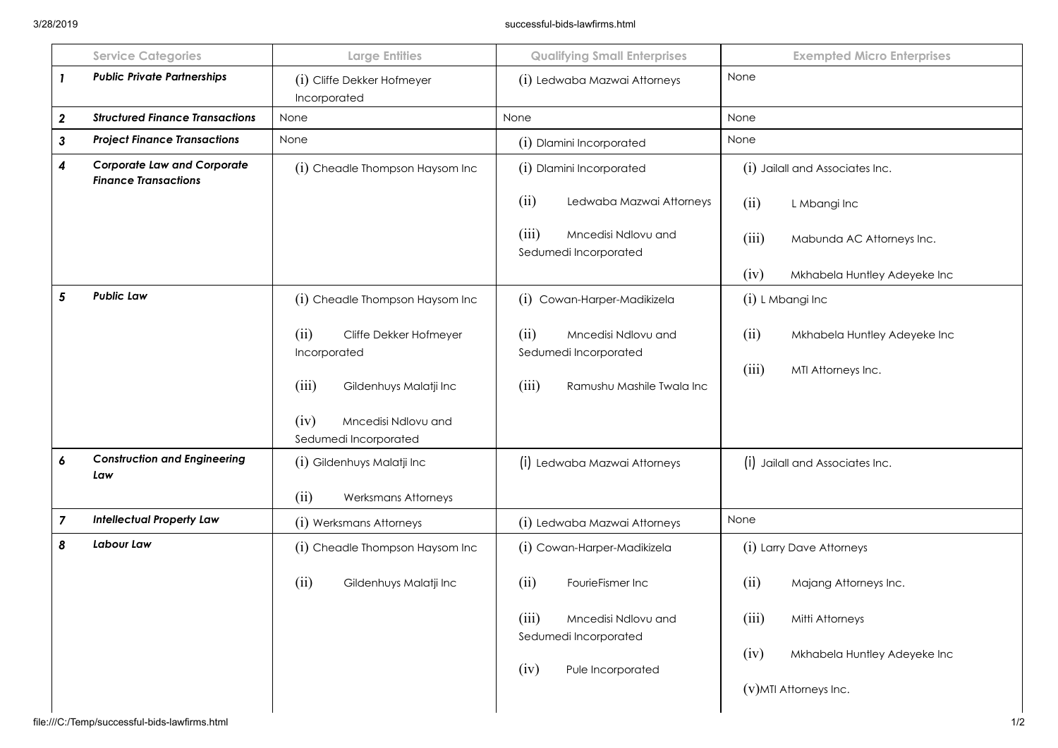| | Service Categories | Large Entities | Qualifying Small Enterprises | Exempted Micro Enterprises |
|---|---|---|---|---|
| ***1*** | ***Public Private Partnerships*** | (i) Cliffe Dekker Hofmeyer Incorporated | (i) Ledwaba Mazwai Attorneys | None |
| ***2*** | ***Structured Finance Transactions*** | None | None | None |
| ***3*** | ***Project Finance Transactions*** | None | (i) Dlamini Incorporated | None |
| ***4*** | ***Corporate Law and Corporate Finance Transactions*** | (i) Cheadle Thompson Haysom Inc | (i) Dlamini Incorporated<br>(ii) Ledwaba Mazwai Attorneys<br>(iii) Mncedisi Ndlovu and Sedumedi Incorporated | (i) Jailall and Associates Inc.<br>(ii) L Mbangi Inc<br>(iii) Mabunda AC Attorneys Inc.<br>(iv) Mkhabela Huntley Adeyeke Inc |
| ***5*** | ***Public Law*** | (i) Cheadle Thompson Haysom Inc<br>(ii) Cliffe Dekker Hofmeyer Incorporated<br>(iii) Gildenhuys Malatji Inc<br>(iv) Mncedisi Ndlovu and Sedumedi Incorporated | (i) Cowan-Harper-Madikizela<br>(ii) Mncedisi Ndlovu and Sedumedi Incorporated<br>(iii) Ramushu Mashile Twala Inc | (i) L Mbangi Inc<br>(ii) Mkhabela Huntley Adeyeke Inc<br>(iii) MTI Attorneys Inc. |
| ***6*** | ***Construction and Engineering Law*** | (i) Gildenhuys Malatji Inc<br>(ii) Werksmans Attorneys | (i) Ledwaba Mazwai Attorneys | (i) Jailall and Associates Inc. |
| ***7*** | ***Intellectual Property Law*** | (i) Werksmans Attorneys | (i) Ledwaba Mazwai Attorneys | None |
| ***8*** | ***Labour Law*** | (i) Cheadle Thompson Haysom Inc<br>(ii) Gildenhuys Malatji Inc | (i) Cowan-Harper-Madikizela<br>(ii) FourieFismer Inc<br>(iii) Mncedisi Ndlovu and Sedumedi Incorporated<br>(iv) Pule Incorporated | (i) Larry Dave Attorneys<br>(ii) Majang Attorneys Inc.<br>(iii) Mitti Attorneys<br>(iv) Mkhabela Huntley Adeyeke Inc<br>(v)MTI Attorneys Inc. |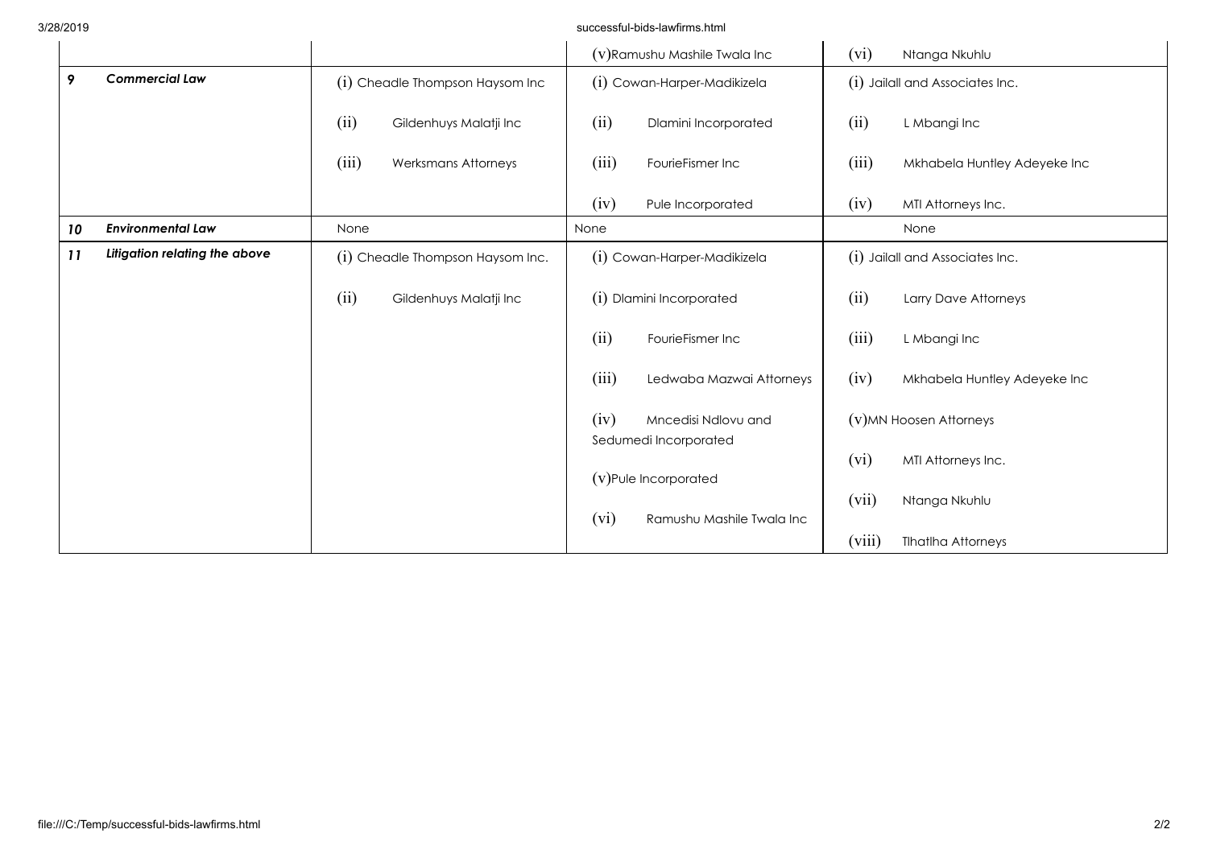| | | | | |
|---|---|---|---|---|
| | | | (v)Ramushu Mashile Twala Inc | (vi) Ntanga Nkuhlu |
| 9 | ***Commercial Law*** | (i) Cheadle Thompson Haysom Inc<br><br>(ii) Gildenhuys Malatji Inc<br><br>(iii) Werksmans Attorneys | (i) Cowan-Harper-Madikizela<br><br>(ii) Dlamini Incorporated<br><br>(iii) FourieFismer Inc<br><br>(iv) Pule Incorporated | (i) Jailall and Associates Inc.<br><br>(ii) L Mbangi Inc<br><br>(iii) Mkhabela Huntley Adeyeke Inc<br><br>(iv) MTI Attorneys Inc. |
| 10 | ***Environmental Law*** | None | None | None |
| 11 | ***Litigation relating the above*** | (i) Cheadle Thompson Haysom Inc.<br><br>(ii) Gildenhuys Malatji Inc | (i) Cowan-Harper-Madikizela<br><br>(i) Dlamini Incorporated<br><br>(ii) FourieFismer Inc<br><br>(iii) Ledwaba Mazwai Attorneys<br><br>(iv) Mncedisi Ndlovu and Sedumedi Incorporated<br><br>(v)Pule Incorporated<br><br>(vi) Ramushu Mashile Twala Inc | (i) Jailall and Associates Inc.<br><br>(ii) Larry Dave Attorneys<br><br>(iii) L Mbangi Inc<br><br>(iv) Mkhabela Huntley Adeyeke Inc<br><br>(v)MN Hoosen Attorneys<br><br>(vi) MTI Attorneys Inc.<br><br>(vii) Ntanga Nkuhlu<br><br>(viii) Tlhatlha Attorneys |